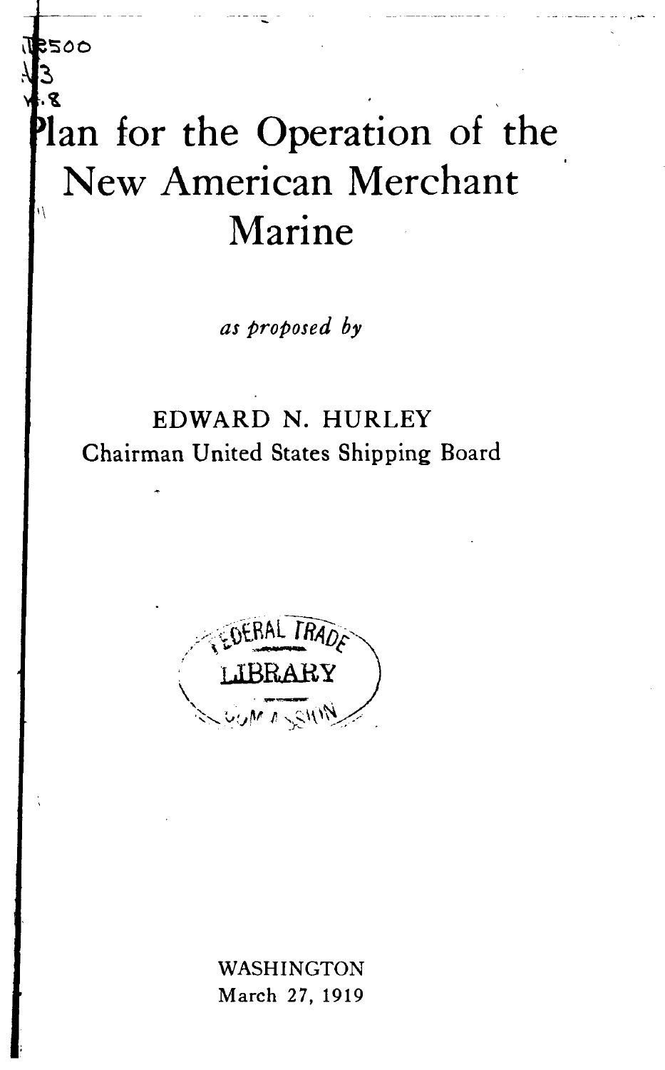# Plan for the Operation of the New American Merchant Marine

*as proposed by*

EDWARD N. HURLEY
Chairman United States Shipping Board

WASHINGTON
March 27, 1919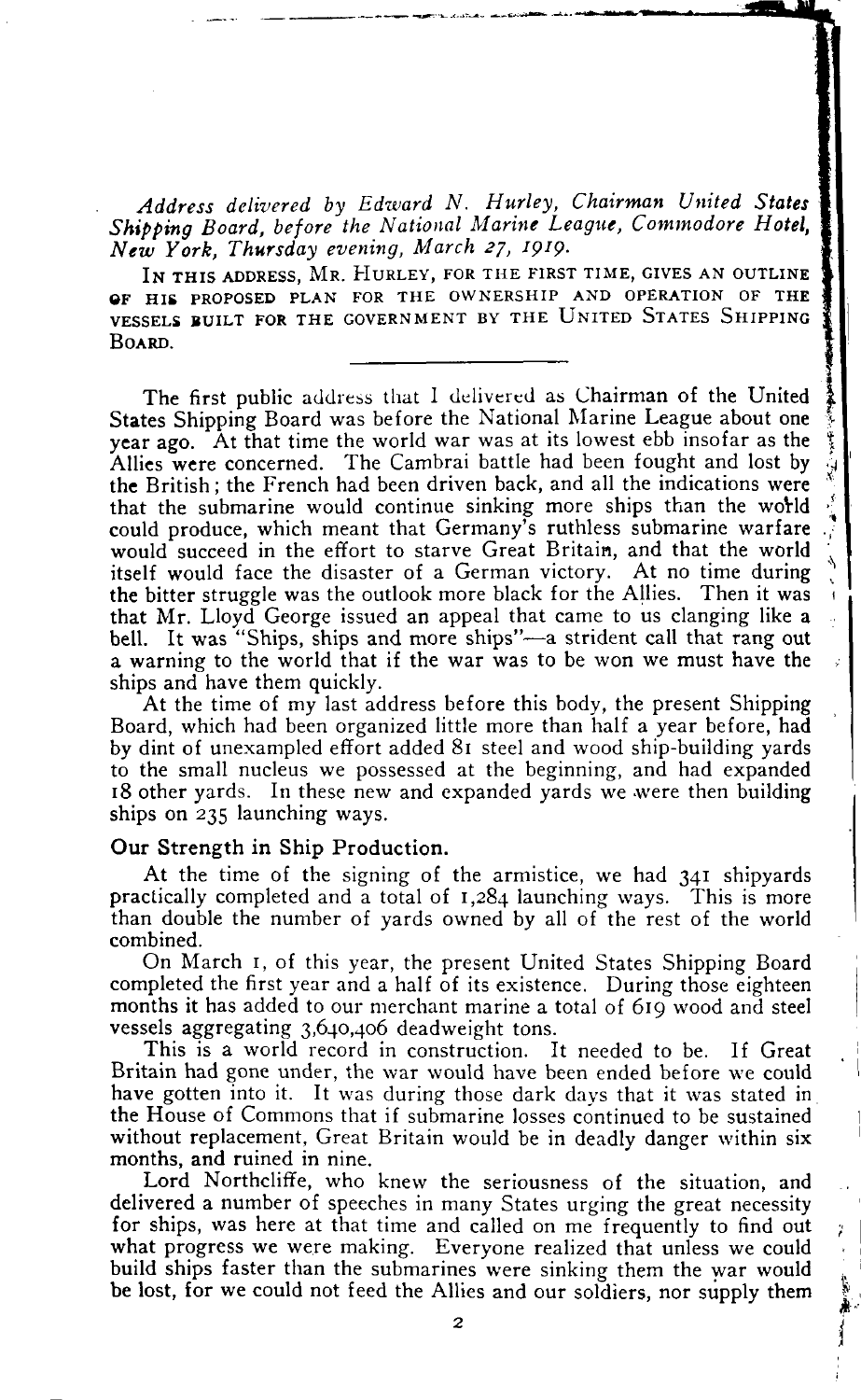*Address delivered by Edward N. Hurley, Chairman United States Shipping Board, before the National Marine League, Commodore Hotel, New York, Thursday evening, March 27, 1919.*

IN THIS ADDRESS, MR. HURLEY, FOR THE FIRST TIME, GIVES AN OUTLINE OF HIS PROPOSED PLAN FOR THE OWNERSHIP AND OPERATION OF THE VESSELS BUILT FOR THE GOVERNMENT BY THE UNITED STATES SHIPPING BOARD.

---

The first public address that I delivered as Chairman of the United States Shipping Board was before the National Marine League about one year ago. At that time the world war was at its lowest ebb insofar as the Allies were concerned. The Cambrai battle had been fought and lost by the British; the French had been driven back, and all the indications were that the submarine would continue sinking more ships than the world could produce, which meant that Germany's ruthless submarine warfare would succeed in the effort to starve Great Britain, and that the world itself would face the disaster of a German victory. At no time during the bitter struggle was the outlook more black for the Allies. Then it was that Mr. Lloyd George issued an appeal that came to us clanging like a bell. It was "Ships, ships and more ships"—a strident call that rang out a warning to the world that if the war was to be won we must have the ships and have them quickly.

At the time of my last address before this body, the present Shipping Board, which had been organized little more than half a year before, had by dint of unexampled effort added 81 steel and wood ship-building yards to the small nucleus we possessed at the beginning, and had expanded 18 other yards. In these new and expanded yards we were then building ships on 235 launching ways.

### Our Strength in Ship Production.

At the time of the signing of the armistice, we had 341 shipyards practically completed and a total of 1,284 launching ways. This is more than double the number of yards owned by all of the rest of the world combined.

On March 1, of this year, the present United States Shipping Board completed the first year and a half of its existence. During those eighteen months it has added to our merchant marine a total of 619 wood and steel vessels aggregating 3,640,406 deadweight tons.

This is a world record in construction. It needed to be. If Great Britain had gone under, the war would have been ended before we could have gotten into it. It was during those dark days that it was stated in the House of Commons that if submarine losses continued to be sustained without replacement, Great Britain would be in deadly danger within six months, and ruined in nine.

Lord Northcliffe, who knew the seriousness of the situation, and delivered a number of speeches in many States urging the great necessity for ships, was here at that time and called on me frequently to find out what progress we were making. Everyone realized that unless we could build ships faster than the submarines were sinking them the war would be lost, for we could not feed the Allies and our soldiers, nor supply them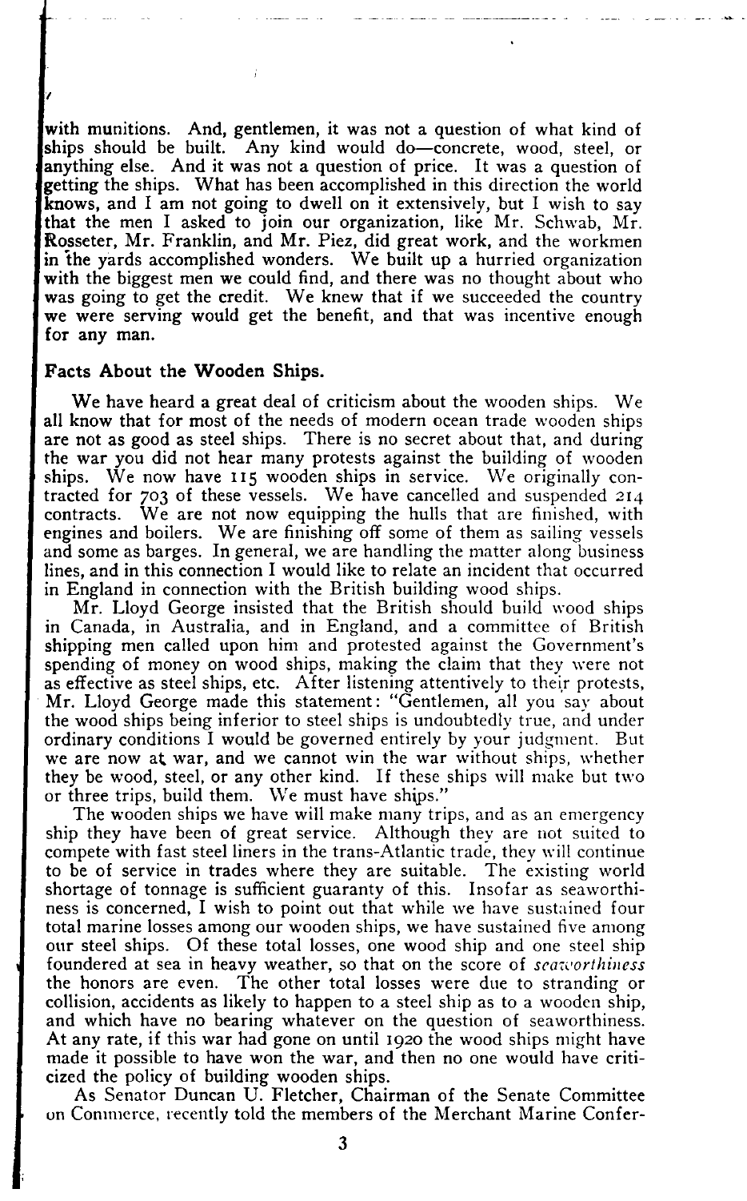with munitions. And, gentlemen, it was not a question of what kind of ships should be built. Any kind would do—concrete, wood, steel, or anything else. And it was not a question of price. It was a question of getting the ships. What has been accomplished in this direction the world knows, and I am not going to dwell on it extensively, but I wish to say that the men I asked to join our organization, like Mr. Schwab, Mr. Rosseter, Mr. Franklin, and Mr. Piez, did great work, and the workmen in the yards accomplished wonders. We built up a hurried organization with the biggest men we could find, and there was no thought about who was going to get the credit. We knew that if we succeeded the country we were serving would get the benefit, and that was incentive enough for any man.

### Facts About the Wooden Ships.

We have heard a great deal of criticism about the wooden ships. We all know that for most of the needs of modern ocean trade wooden ships are not as good as steel ships. There is no secret about that, and during the war you did not hear many protests against the building of wooden ships. We now have 115 wooden ships in service. We originally contracted for 703 of these vessels. We have cancelled and suspended 214 contracts. We are not now equipping the hulls that are finished, with engines and boilers. We are finishing off some of them as sailing vessels and some as barges. In general, we are handling the matter along business lines, and in this connection I would like to relate an incident that occurred in England in connection with the British building wood ships.

Mr. Lloyd George insisted that the British should build wood ships in Canada, in Australia, and in England, and a committee of British shipping men called upon him and protested against the Government's spending of money on wood ships, making the claim that they were not as effective as steel ships, etc. After listening attentively to their protests, Mr. Lloyd George made this statement: "Gentlemen, all you say about the wood ships being inferior to steel ships is undoubtedly true, and under ordinary conditions I would be governed entirely by your judgment. But we are now at war, and we cannot win the war without ships, whether they be wood, steel, or any other kind. If these ships will make but two or three trips, build them. We must have ships."

The wooden ships we have will make many trips, and as an emergency ship they have been of great service. Although they are not suited to compete with fast steel liners in the trans-Atlantic trade, they will continue to be of service in trades where they are suitable. The existing world shortage of tonnage is sufficient guaranty of this. Insofar as seaworthiness is concerned, I wish to point out that while we have sustained four total marine losses among our wooden ships, we have sustained five among our steel ships. Of these total losses, one wood ship and one steel ship foundered at sea in heavy weather, so that on the score of *seaworthiness* the honors are even. The other total losses were due to stranding or collision, accidents as likely to happen to a steel ship as to a wooden ship, and which have no bearing whatever on the question of seaworthiness. At any rate, if this war had gone on until 1920 the wood ships might have made it possible to have won the war, and then no one would have criticized the policy of building wooden ships.

As Senator Duncan U. Fletcher, Chairman of the Senate Committee on Commerce, recently told the members of the Merchant Marine Confer-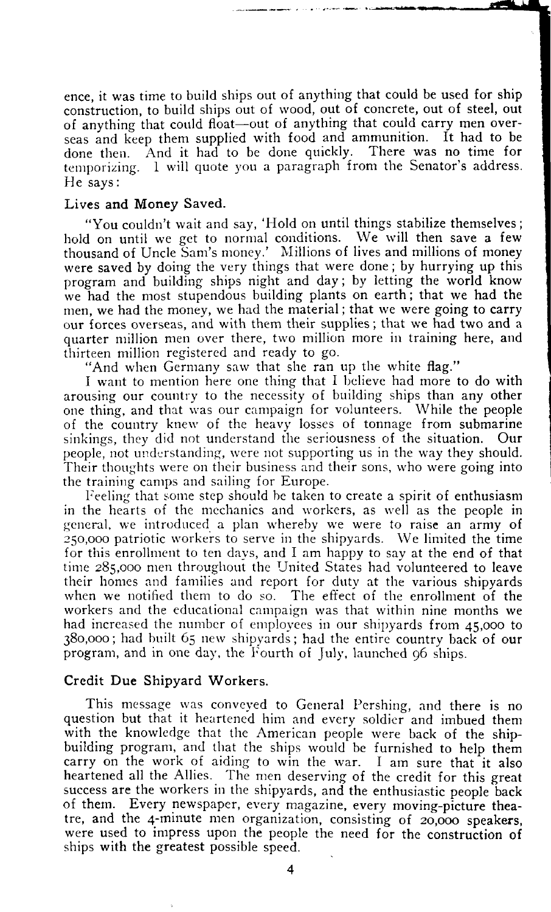ence, it was time to build ships out of anything that could be used for ship construction, to build ships out of wood, out of concrete, out of steel, out of anything that could float—out of anything that could carry men overseas and keep them supplied with food and ammunition. It had to be done then. And it had to be done quickly. There was no time for temporizing. I will quote you a paragraph from the Senator's address. He says:

### Lives and Money Saved.

"You couldn't wait and say, 'Hold on until things stabilize themselves; hold on until we get to normal conditions. We will then save a few thousand of Uncle Sam's money.' Millions of lives and millions of money were saved by doing the very things that were done; by hurrying up this program and building ships night and day; by letting the world know we had the most stupendous building plants on earth; that we had the men, we had the money, we had the material; that we were going to carry our forces overseas, and with them their supplies; that we had two and a quarter million men over there, two million more in training here, and thirteen million registered and ready to go.

"And when Germany saw that she ran up the white flag."

I want to mention here one thing that I believe had more to do with arousing our country to the necessity of building ships than any other one thing, and that was our campaign for volunteers. While the people of the country knew of the heavy losses of tonnage from submarine sinkings, they did not understand the seriousness of the situation. Our people, not understanding, were not supporting us in the way they should. Their thoughts were on their business and their sons, who were going into the training camps and sailing for Europe.

Feeling that some step should be taken to create a spirit of enthusiasm in the hearts of the mechanics and workers, as well as the people in general, we introduced a plan whereby we were to raise an army of 250,000 patriotic workers to serve in the shipyards. We limited the time for this enrollment to ten days, and I am happy to say at the end of that time 285,000 men throughout the United States had volunteered to leave their homes and families and report for duty at the various shipyards when we notified them to do so. The effect of the enrollment of the workers and the educational campaign was that within nine months we had increased the number of employees in our shipyards from 45,000 to 380,000; had built 65 new shipyards; had the entire country back of our program, and in one day, the Fourth of July, launched 96 ships.

### Credit Due Shipyard Workers.

This message was conveyed to General Pershing, and there is no question but that it heartened him and every soldier and imbued them with the knowledge that the American people were back of the shipbuilding program, and that the ships would be furnished to help them carry on the work of aiding to win the war. I am sure that it also heartened all the Allies. The men deserving of the credit for this great success are the workers in the shipyards, and the enthusiastic people back of them. Every newspaper, every magazine, every moving-picture theatre, and the 4-minute men organization, consisting of 20,000 speakers, were used to impress upon the people the need for the construction of ships with the greatest possible speed.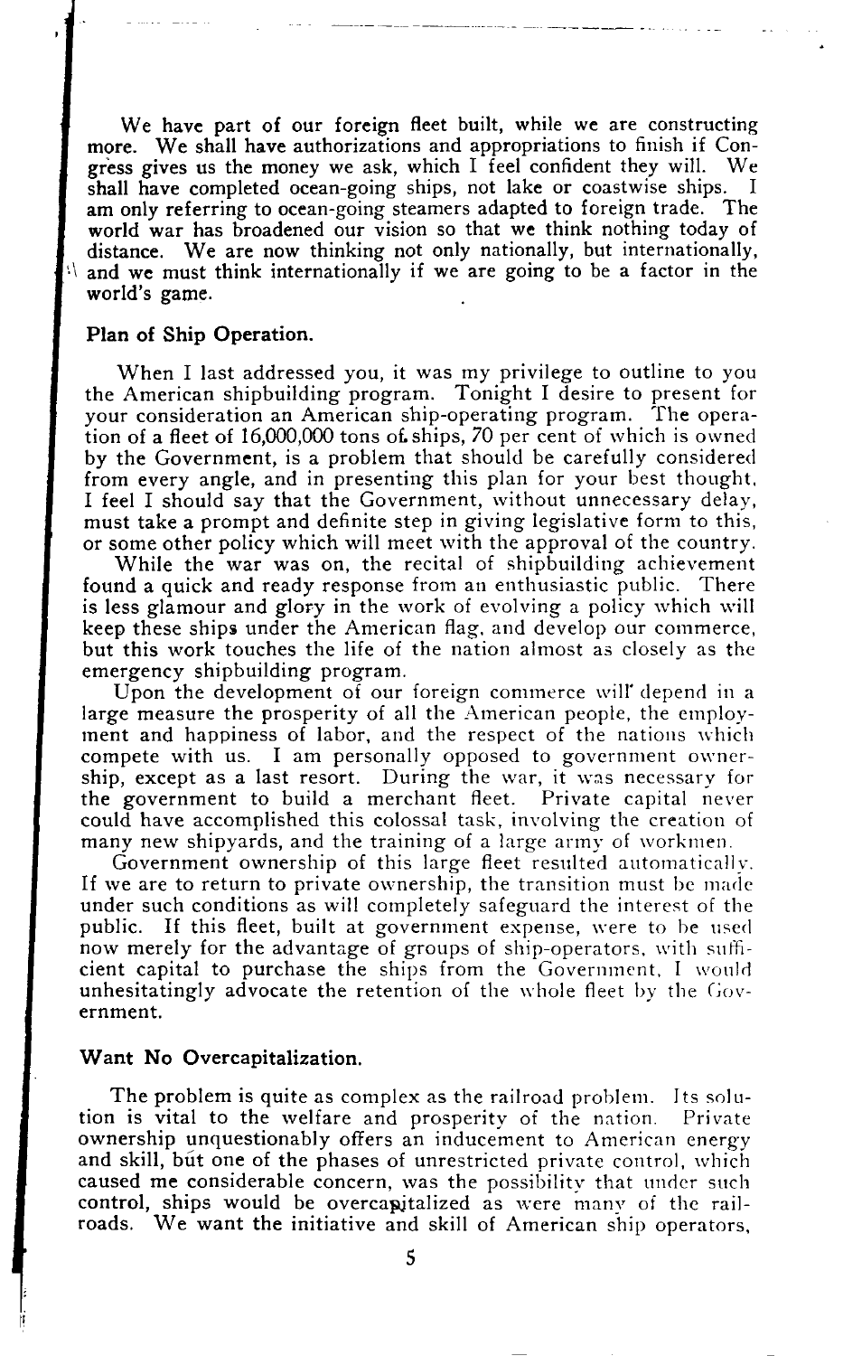We have part of our foreign fleet built, while we are constructing more. We shall have authorizations and appropriations to finish if Congress gives us the money we ask, which I feel confident they will. We shall have completed ocean-going ships, not lake or coastwise ships. I am only referring to ocean-going steamers adapted to foreign trade. The world war has broadened our vision so that we think nothing today of distance. We are now thinking not only nationally, but internationally, and we must think internationally if we are going to be a factor in the world's game.

**Plan of Ship Operation.**

When I last addressed you, it was my privilege to outline to you the American shipbuilding program. Tonight I desire to present for your consideration an American ship-operating program. The operation of a fleet of 16,000,000 tons of ships, 70 per cent of which is owned by the Government, is a problem that should be carefully considered from every angle, and in presenting this plan for your best thought, I feel I should say that the Government, without unnecessary delay, must take a prompt and definite step in giving legislative form to this, or some other policy which will meet with the approval of the country.

While the war was on, the recital of shipbuilding achievement found a quick and ready response from an enthusiastic public. There is less glamour and glory in the work of evolving a policy which will keep these ships under the American flag, and develop our commerce, but this work touches the life of the nation almost as closely as the emergency shipbuilding program.

Upon the development of our foreign commerce will depend in a large measure the prosperity of all the American people, the employment and happiness of labor, and the respect of the nations which compete with us. I am personally opposed to government ownership, except as a last resort. During the war, it was necessary for the government to build a merchant fleet. Private capital never could have accomplished this colossal task, involving the creation of many new shipyards, and the training of a large army of workmen.

Government ownership of this large fleet resulted automatically. If we are to return to private ownership, the transition must be made under such conditions as will completely safeguard the interest of the public. If this fleet, built at government expense, were to be used now merely for the advantage of groups of ship-operators, with sufficient capital to purchase the ships from the Government, I would unhesitatingly advocate the retention of the whole fleet by the Government.

**Want No Overcapitalization.**

The problem is quite as complex as the railroad problem. Its solution is vital to the welfare and prosperity of the nation. Private ownership unquestionably offers an inducement to American energy and skill, but one of the phases of unrestricted private control, which caused me considerable concern, was the possibility that under such control, ships would be overcapitalized as were many of the railroads. We want the initiative and skill of American ship operators,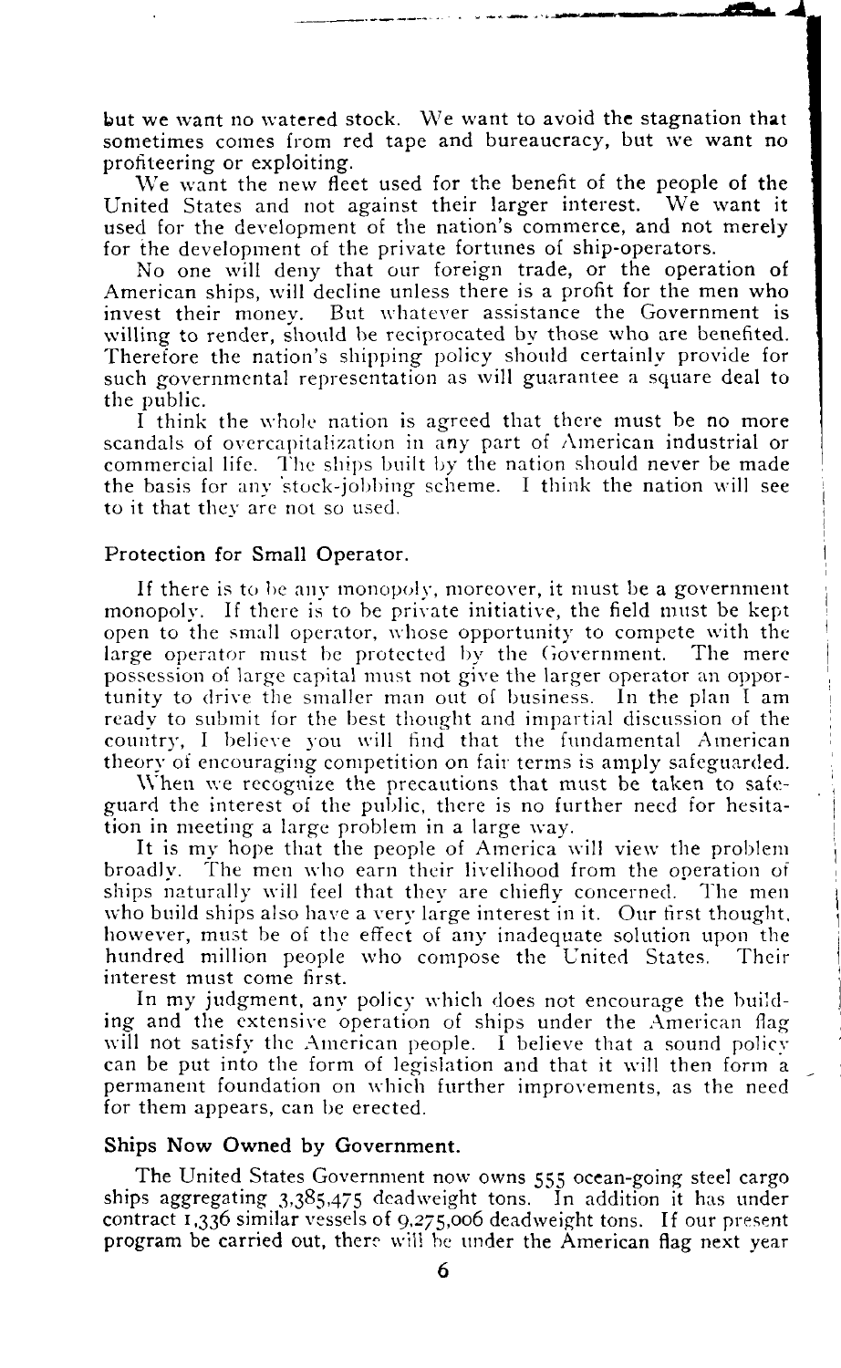but we want no watered stock. We want to avoid the stagnation that sometimes comes from red tape and bureaucracy, but we want no profiteering or exploiting.

We want the new fleet used for the benefit of the people of the United States and not against their larger interest. We want it used for the development of the nation's commerce, and not merely for the development of the private fortunes of ship-operators.

No one will deny that our foreign trade, or the operation of American ships, will decline unless there is a profit for the men who invest their money. But whatever assistance the Government is willing to render, should be reciprocated by those who are benefited. Therefore the nation's shipping policy should certainly provide for such governmental representation as will guarantee a square deal to the public.

I think the whole nation is agreed that there must be no more scandals of overcapitalization in any part of American industrial or commercial life. The ships built by the nation should never be made the basis for any stock-jobbing scheme. I think the nation will see to it that they are not so used.

## Protection for Small Operator.

If there is to be any monopoly, moreover, it must be a government monopoly. If there is to be private initiative, the field must be kept open to the small operator, whose opportunity to compete with the large operator must be protected by the Government. The mere possession of large capital must not give the larger operator an opportunity to drive the smaller man out of business. In the plan I am ready to submit for the best thought and impartial discussion of the country, I believe you will find that the fundamental American theory of encouraging competition on fair terms is amply safeguarded.

When we recognize the precautions that must be taken to safeguard the interest of the public, there is no further need for hesitation in meeting a large problem in a large way.

It is my hope that the people of America will view the problem broadly. The men who earn their livelihood from the operation of ships naturally will feel that they are chiefly concerned. The men who build ships also have a very large interest in it. Our first thought, however, must be of the effect of any inadequate solution upon the hundred million people who compose the United States. Their interest must come first.

In my judgment, any policy which does not encourage the building and the extensive operation of ships under the American flag will not satisfy the American people. I believe that a sound policy can be put into the form of legislation and that it will then form a permanent foundation on which further improvements, as the need for them appears, can be erected.

## Ships Now Owned by Government.

The United States Government now owns 555 ocean-going steel cargo ships aggregating 3,385,475 deadweight tons. In addition it has under contract 1,336 similar vessels of 9,275,006 deadweight tons. If our present program be carried out, there will be under the American flag next year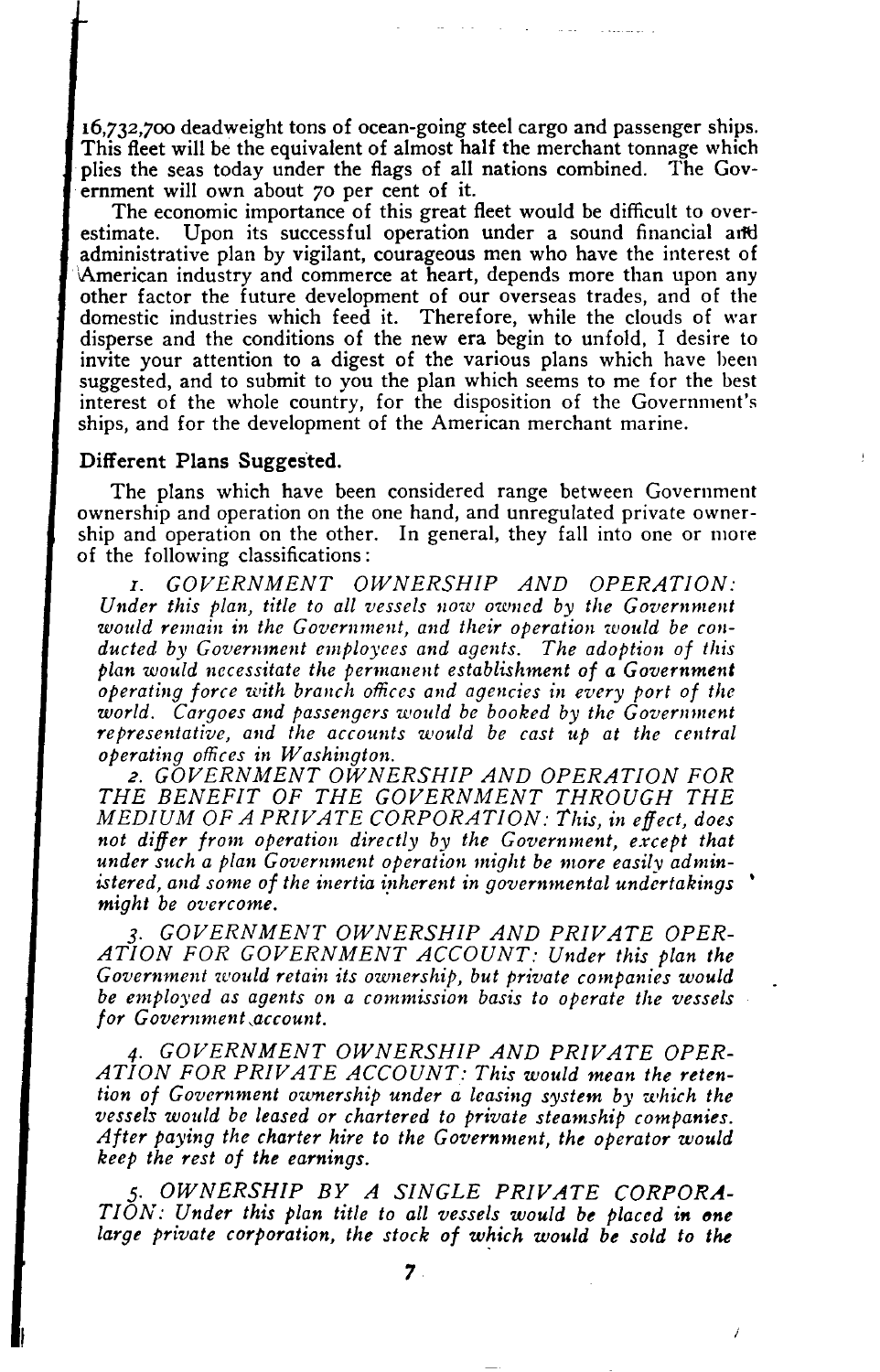16,732,700 deadweight tons of ocean-going steel cargo and passenger ships. This fleet will be the equivalent of almost half the merchant tonnage which plies the seas today under the flags of all nations combined. The Government will own about 70 per cent of it.

The economic importance of this great fleet would be difficult to overestimate. Upon its successful operation under a sound financial and administrative plan by vigilant, courageous men who have the interest of American industry and commerce at heart, depends more than upon any other factor the future development of our overseas trades, and of the domestic industries which feed it. Therefore, while the clouds of war disperse and the conditions of the new era begin to unfold, I desire to invite your attention to a digest of the various plans which have been suggested, and to submit to you the plan which seems to me for the best interest of the whole country, for the disposition of the Government's ships, and for the development of the American merchant marine.

**Different Plans Suggested.**

The plans which have been considered range between Government ownership and operation on the one hand, and unregulated private ownership and operation on the other. In general, they fall into one or more of the following classifications:

*1. GOVERNMENT OWNERSHIP AND OPERATION: Under this plan, title to all vessels now owned by the Government would remain in the Government, and their operation would be conducted by Government employees and agents. The adoption of this plan would necessitate the permanent establishment of a Government operating force with branch offices and agencies in every port of the world. Cargoes and passengers would be booked by the Government representative, and the accounts would be cast up at the central operating offices in Washington.*

*2. GOVERNMENT OWNERSHIP AND OPERATION FOR THE BENEFIT OF THE GOVERNMENT THROUGH THE MEDIUM OF A PRIVATE CORPORATION: This, in effect, does not differ from operation directly by the Government, except that under such a plan Government operation might be more easily administered, and some of the inertia inherent in governmental undertakings might be overcome.*

*3. GOVERNMENT OWNERSHIP AND PRIVATE OPERATION FOR GOVERNMENT ACCOUNT: Under this plan the Government would retain its ownership, but private companies would be employed as agents on a commission basis to operate the vessels for Government account.*

*4. GOVERNMENT OWNERSHIP AND PRIVATE OPERATION FOR PRIVATE ACCOUNT: This would mean the retention of Government ownership under a leasing system by which the vessels would be leased or chartered to private steamship companies. After paying the charter hire to the Government, the operator would keep the rest of the earnings.*

*5. OWNERSHIP BY A SINGLE PRIVATE CORPORATION: Under this plan title to all vessels would be placed in one large private corporation, the stock of which would be sold to the*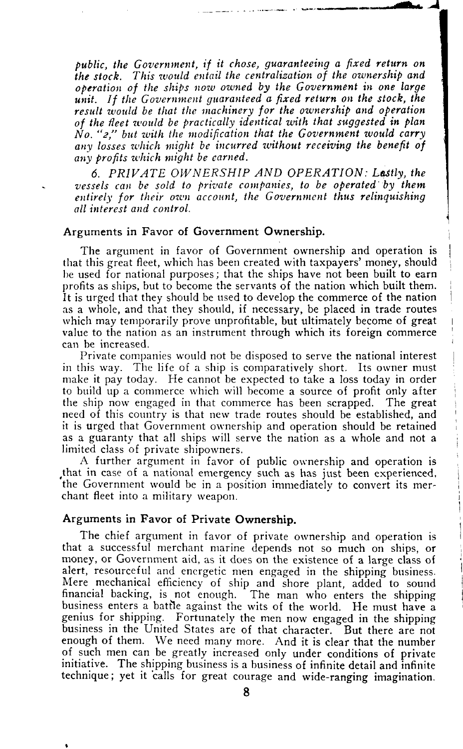*public, the Government, if it chose, guaranteeing a fixed return on the stock. This would entail the centralization of the ownership and operation of the ships now owned by the Government in one large unit. If the Government guaranteed a fixed return on the stock, the result would be that the machinery for the ownership and operation of the fleet would be practically identical with that suggested in plan No. "2," but with the modification that the Government would carry any losses which might be incurred without receiving the benefit of any profits which might be earned.*

*6. PRIVATE OWNERSHIP AND OPERATION: Lastly, the vessels can be sold to private companies, to be operated by them entirely for their own account, the Government thus relinquishing all interest and control.*

### Arguments in Favor of Government Ownership.

The argument in favor of Government ownership and operation is that this great fleet, which has been created with taxpayers' money, should be used for national purposes; that the ships have not been built to earn profits as ships, but to become the servants of the nation which built them. It is urged that they should be used to develop the commerce of the nation as a whole, and that they should, if necessary, be placed in trade routes which may temporarily prove unprofitable, but ultimately become of great value to the nation as an instrument through which its foreign commerce can be increased.

Private companies would not be disposed to serve the national interest in this way. The life of a ship is comparatively short. Its owner must make it pay today. He cannot be expected to take a loss today in order to build up a commerce which will become a source of profit only after the ship now engaged in that commerce has been scrapped. The great need of this country is that new trade routes should be established, and it is urged that Government ownership and operation should be retained as a guaranty that all ships will serve the nation as a whole and not a limited class of private shipowners.

A further argument in favor of public ownership and operation is that in case of a national emergency such as has just been experienced, the Government would be in a position immediately to convert its merchant fleet into a military weapon.

### Arguments in Favor of Private Ownership.

The chief argument in favor of private ownership and operation is that a successful merchant marine depends not so much on ships, or money, or Government aid, as it does on the existence of a large class of alert, resourceful and energetic men engaged in the shipping business. Mere mechanical efficiency of ship and shore plant, added to sound financial backing, is not enough. The man who enters the shipping business enters a battle against the wits of the world. He must have a genius for shipping. Fortunately the men now engaged in the shipping business in the United States are of that character. But there are not enough of them. We need many more. And it is clear that the number of such men can be greatly increased only under conditions of private initiative. The shipping business is a business of infinite detail and infinite technique; yet it calls for great courage and wide-ranging imagination.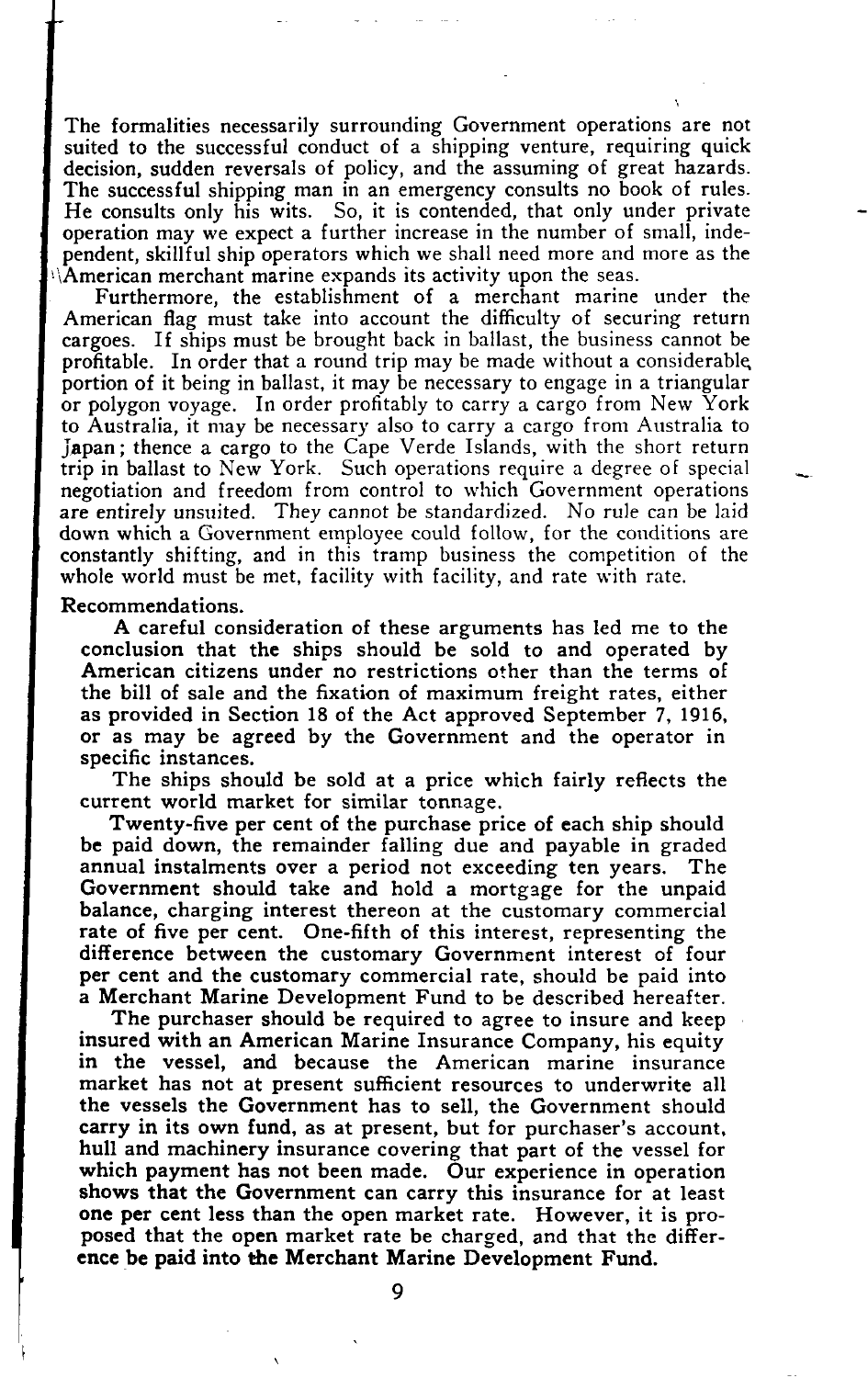The formalities necessarily surrounding Government operations are not suited to the successful conduct of a shipping venture, requiring quick decision, sudden reversals of policy, and the assuming of great hazards. The successful shipping man in an emergency consults no book of rules. He consults only his wits. So, it is contended, that only under private operation may we expect a further increase in the number of small, independent, skillful ship operators which we shall need more and more as the American merchant marine expands its activity upon the seas.

Furthermore, the establishment of a merchant marine under the American flag must take into account the difficulty of securing return cargoes. If ships must be brought back in ballast, the business cannot be profitable. In order that a round trip may be made without a considerable portion of it being in ballast, it may be necessary to engage in a triangular or polygon voyage. In order profitably to carry a cargo from New York to Australia, it may be necessary also to carry a cargo from Australia to Japan; thence a cargo to the Cape Verde Islands, with the short return trip in ballast to New York. Such operations require a degree of special negotiation and freedom from control to which Government operations are entirely unsuited. They cannot be standardized. No rule can be laid down which a Government employee could follow, for the conditions are constantly shifting, and in this tramp business the competition of the whole world must be met, facility with facility, and rate with rate.

**Recommendations.**

**A careful consideration of these arguments has led me to the conclusion that the ships should be sold to and operated by American citizens under no restrictions other than the terms of the bill of sale and the fixation of maximum freight rates, either as provided in Section 18 of the Act approved September 7, 1916, or as may be agreed by the Government and the operator in specific instances.**

**The ships should be sold at a price which fairly reflects the current world market for similar tonnage.**

**Twenty-five per cent of the purchase price of each ship should be paid down, the remainder falling due and payable in graded annual instalments over a period not exceeding ten years. The Government should take and hold a mortgage for the unpaid balance, charging interest thereon at the customary commercial rate of five per cent. One-fifth of this interest, representing the difference between the customary Government interest of four per cent and the customary commercial rate, should be paid into a Merchant Marine Development Fund to be described hereafter.**

**The purchaser should be required to agree to insure and keep insured with an American Marine Insurance Company, his equity in the vessel, and because the American marine insurance market has not at present sufficient resources to underwrite all the vessels the Government has to sell, the Government should carry in its own fund, as at present, but for purchaser's account, hull and machinery insurance covering that part of the vessel for which payment has not been made. Our experience in operation shows that the Government can carry this insurance for at least one per cent less than the open market rate. However, it is proposed that the open market rate be charged, and that the difference be paid into the Merchant Marine Development Fund.**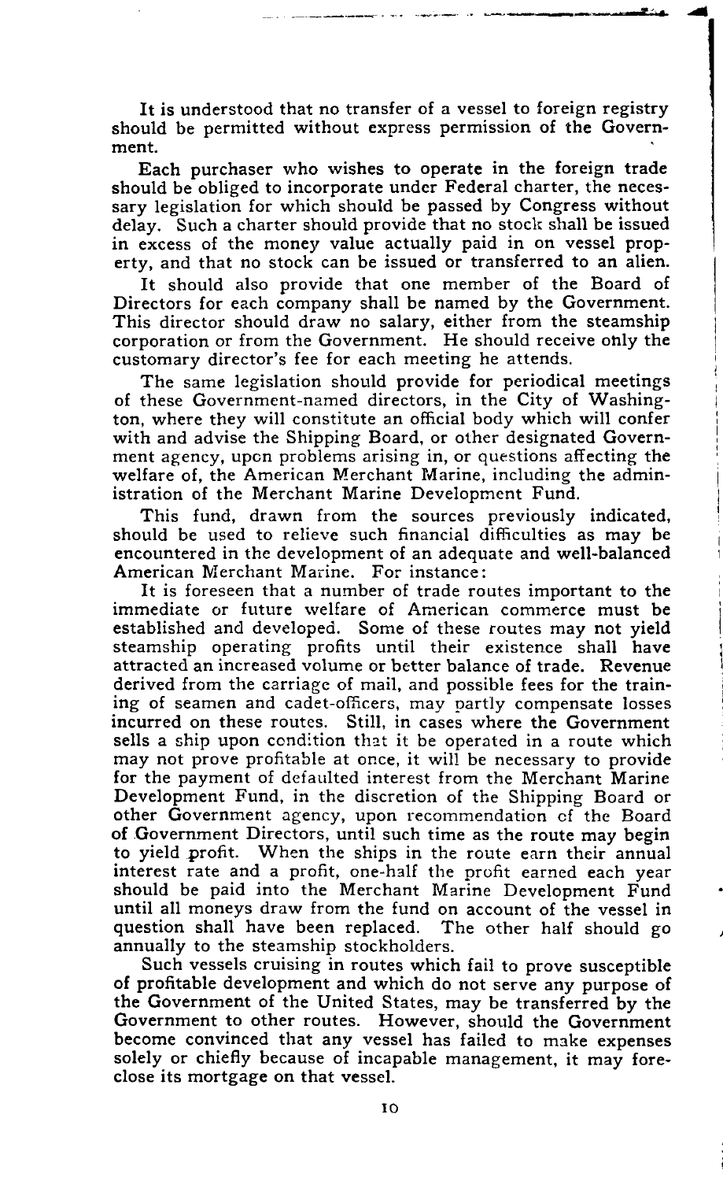It is understood that no transfer of a vessel to foreign registry should be permitted without express permission of the Government.

Each purchaser who wishes to operate in the foreign trade should be obliged to incorporate under Federal charter, the necessary legislation for which should be passed by Congress without delay. Such a charter should provide that no stock shall be issued in excess of the money value actually paid in on vessel property, and that no stock can be issued or transferred to an alien.

It should also provide that one member of the Board of Directors for each company shall be named by the Government. This director should draw no salary, either from the steamship corporation or from the Government. He should receive only the customary director's fee for each meeting he attends.

The same legislation should provide for periodical meetings of these Government-named directors, in the City of Washington, where they will constitute an official body which will confer with and advise the Shipping Board, or other designated Government agency, upon problems arising in, or questions affecting the welfare of, the American Merchant Marine, including the administration of the Merchant Marine Development Fund.

This fund, drawn from the sources previously indicated, should be used to relieve such financial difficulties as may be encountered in the development of an adequate and well-balanced American Merchant Marine. For instance:

It is foreseen that a number of trade routes important to the immediate or future welfare of American commerce must be established and developed. Some of these routes may not yield steamship operating profits until their existence shall have attracted an increased volume or better balance of trade. Revenue derived from the carriage of mail, and possible fees for the training of seamen and cadet-officers, may partly compensate losses incurred on these routes. Still, in cases where the Government sells a ship upon condition that it be operated in a route which may not prove profitable at once, it will be necessary to provide for the payment of defaulted interest from the Merchant Marine Development Fund, in the discretion of the Shipping Board or other Government agency, upon recommendation of the Board of Government Directors, until such time as the route may begin to yield profit. When the ships in the route earn their annual interest rate and a profit, one-half the profit earned each year should be paid into the Merchant Marine Development Fund until all moneys draw from the fund on account of the vessel in question shall have been replaced. The other half should go annually to the steamship stockholders.

Such vessels cruising in routes which fail to prove susceptible of profitable development and which do not serve any purpose of the Government of the United States, may be transferred by the Government to other routes. However, should the Government become convinced that any vessel has failed to make expenses solely or chiefly because of incapable management, it may foreclose its mortgage on that vessel.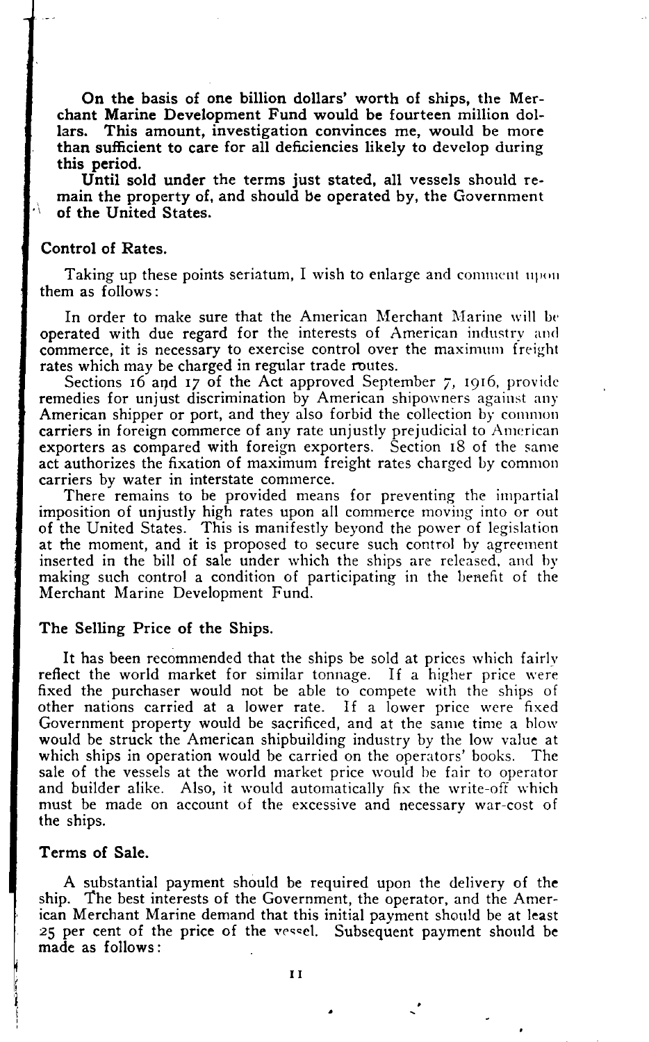**On the basis of one billion dollars' worth of ships, the Merchant Marine Development Fund would be fourteen million dollars. This amount, investigation convinces me, would be more than sufficient to care for all deficiencies likely to develop during this period.**

**Until sold under the terms just stated, all vessels should remain the property of, and should be operated by, the Government of the United States.**

### Control of Rates.

Taking up these points seriatum, I wish to enlarge and comment upon them as follows:

In order to make sure that the American Merchant Marine will be operated with due regard for the interests of American industry and commerce, it is necessary to exercise control over the maximum freight rates which may be charged in regular trade routes.

Sections 16 and 17 of the Act approved September 7, 1916, provide remedies for unjust discrimination by American shipowners against any American shipper or port, and they also forbid the collection by common carriers in foreign commerce of any rate unjustly prejudicial to American exporters as compared with foreign exporters. Section 18 of the same act authorizes the fixation of maximum freight rates charged by common carriers by water in interstate commerce.

There remains to be provided means for preventing the impartial imposition of unjustly high rates upon all commerce moving into or out of the United States. This is manifestly beyond the power of legislation at the moment, and it is proposed to secure such control by agreement inserted in the bill of sale under which the ships are released, and by making such control a condition of participating in the benefit of the Merchant Marine Development Fund.

### The Selling Price of the Ships.

It has been recommended that the ships be sold at prices which fairly reflect the world market for similar tonnage. If a higher price were fixed the purchaser would not be able to compete with the ships of other nations carried at a lower rate. If a lower price were fixed Government property would be sacrificed, and at the same time a blow would be struck the American shipbuilding industry by the low value at which ships in operation would be carried on the operators' books. The sale of the vessels at the world market price would be fair to operator and builder alike. Also, it would automatically fix the write-off which must be made on account of the excessive and necessary war-cost of the ships.

### Terms of Sale.

A substantial payment should be required upon the delivery of the ship. The best interests of the Government, the operator, and the American Merchant Marine demand that this initial payment should be at least 25 per cent of the price of the vessel. Subsequent payment should be made as follows: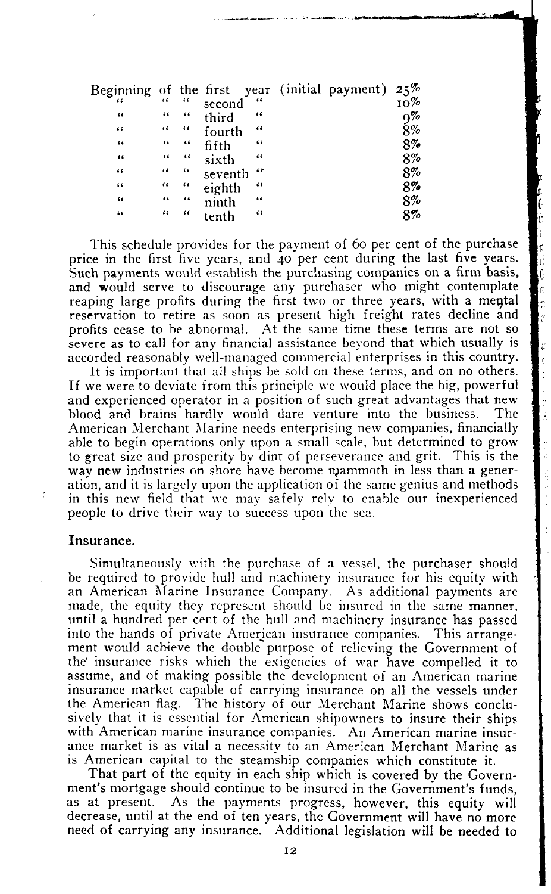| | |
|---|---|
| Beginning of the first year (initial payment) | 25% |
| " " " second " | 10% |
| " " " third " | 9% |
| " " " fourth " | 8% |
| " " " fifth " | 8% |
| " " " sixth " | 8% |
| " " " seventh " | 8% |
| " " " eighth " | 8% |
| " " " ninth " | 8% |
| " " " tenth " | 8% |

This schedule provides for the payment of 60 per cent of the purchase price in the first five years, and 40 per cent during the last five years. Such payments would establish the purchasing companies on a firm basis, and would serve to discourage any purchaser who might contemplate reaping large profits during the first two or three years, with a mental reservation to retire as soon as present high freight rates decline and profits cease to be abnormal. At the same time these terms are not so severe as to call for any financial assistance beyond that which usually is accorded reasonably well-managed commercial enterprises in this country.

It is important that all ships be sold on these terms, and on no others. If we were to deviate from this principle we would place the big, powerful and experienced operator in a position of such great advantages that new blood and brains hardly would dare venture into the business. The American Merchant Marine needs enterprising new companies, financially able to begin operations only upon a small scale, but determined to grow to great size and prosperity by dint of perseverance and grit. This is the way new industries on shore have become mammoth in less than a generation, and it is largely upon the application of the same genius and methods in this new field that we may safely rely to enable our inexperienced people to drive their way to success upon the sea.

### Insurance.

Simultaneously with the purchase of a vessel, the purchaser should be required to provide hull and machinery insurance for his equity with an American Marine Insurance Company. As additional payments are made, the equity they represent should be insured in the same manner, until a hundred per cent of the hull and machinery insurance has passed into the hands of private American insurance companies. This arrangement would achieve the double purpose of relieving the Government of the insurance risks which the exigencies of war have compelled it to assume, and of making possible the development of an American marine insurance market capable of carrying insurance on all the vessels under the American flag. The history of our Merchant Marine shows conclusively that it is essential for American shipowners to insure their ships with American marine insurance companies. An American marine insurance market is as vital a necessity to an American Merchant Marine as is American capital to the steamship companies which constitute it.

That part of the equity in each ship which is covered by the Government's mortgage should continue to be insured in the Government's funds, as at present. As the payments progress, however, this equity will decrease, until at the end of ten years, the Government will have no more need of carrying any insurance. Additional legislation will be needed to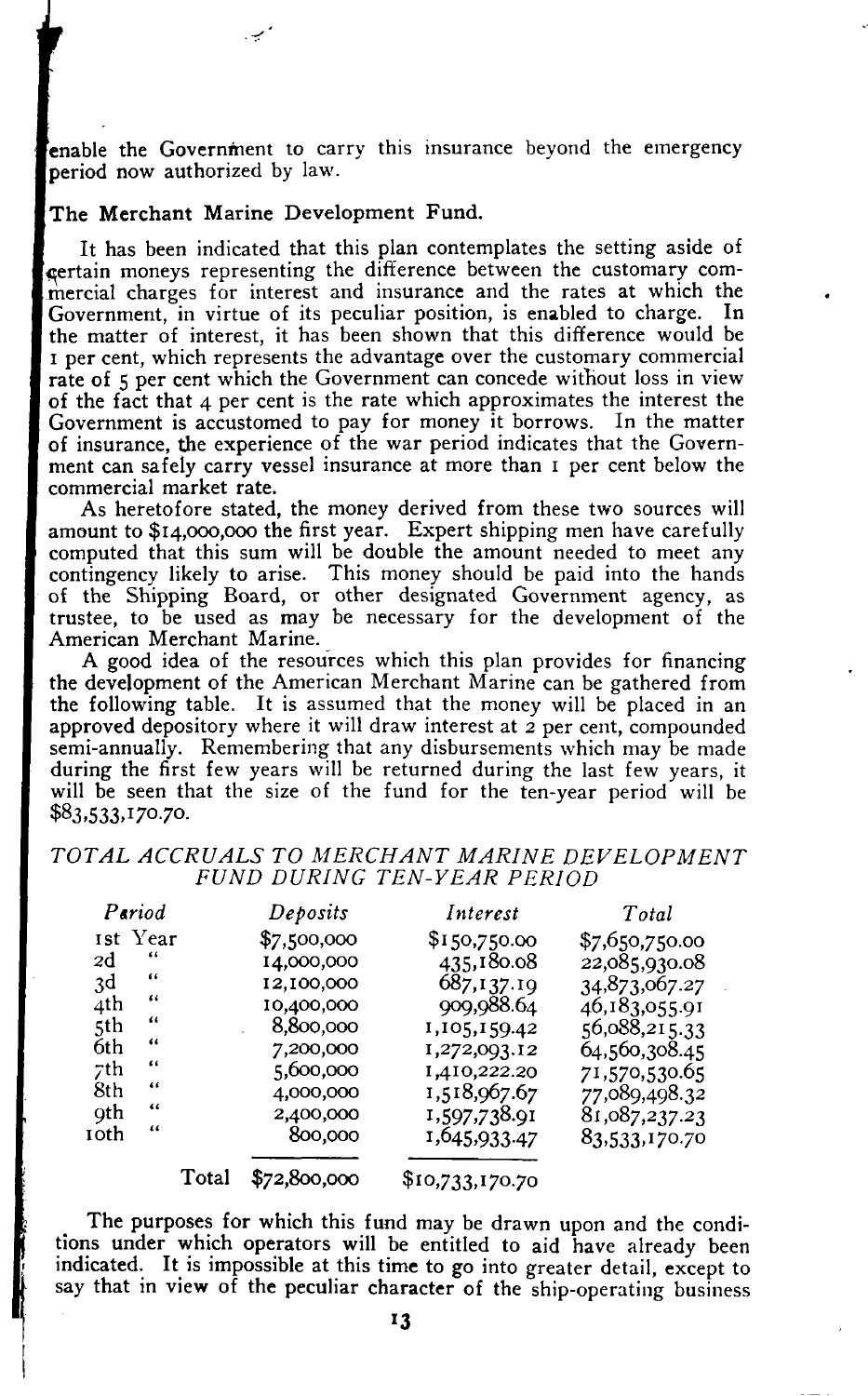enable the Government to carry this insurance beyond the emergency period now authorized by law.

### The Merchant Marine Development Fund.

It has been indicated that this plan contemplates the setting aside of certain moneys representing the difference between the customary commercial charges for interest and insurance and the rates at which the Government, in virtue of its peculiar position, is enabled to charge. In the matter of interest, it has been shown that this difference would be 1 per cent, which represents the advantage over the customary commercial rate of 5 per cent which the Government can concede without loss in view of the fact that 4 per cent is the rate which approximates the interest the Government is accustomed to pay for money it borrows. In the matter of insurance, the experience of the war period indicates that the Government can safely carry vessel insurance at more than 1 per cent below the commercial market rate.

As heretofore stated, the money derived from these two sources will amount to $14,000,000 the first year. Expert shipping men have carefully computed that this sum will be double the amount needed to meet any contingency likely to arise. This money should be paid into the hands of the Shipping Board, or other designated Government agency, as trustee, to be used as may be necessary for the development of the American Merchant Marine.

A good idea of the resources which this plan provides for financing the development of the American Merchant Marine can be gathered from the following table. It is assumed that the money will be placed in an approved depository where it will draw interest at 2 per cent, compounded semi-annually. Remembering that any disbursements which may be made during the first few years will be returned during the last few years, it will be seen that the size of the fund for the ten-year period will be $83,533,170.70.

*TOTAL ACCRUALS TO MERCHANT MARINE DEVELOPMENT FUND DURING TEN-YEAR PERIOD*

| *Period* | *Deposits* | *Interest* | *Total* |
|---|---|---|---|
| 1st Year | $7,500,000 | $150,750.00 | $7,650,750.00 |
| 2d " | 14,000,000 | 435,180.08 | 22,085,930.08 |
| 3d " | 12,100,000 | 687,137.19 | 34,873,067.27 |
| 4th " | 10,400,000 | 909,988.64 | 46,183,055.91 |
| 5th " | 8,800,000 | 1,105,159.42 | 56,088,215.33 |
| 6th " | 7,200,000 | 1,272,093.12 | 64,560,308.45 |
| 7th " | 5,600,000 | 1,410,222.20 | 71,570,530.65 |
| 8th " | 4,000,000 | 1,518,967.67 | 77,089,498.32 |
| 9th " | 2,400,000 | 1,597,738.91 | 81,087,237.23 |
| 10th " | 800,000 | 1,645,933.47 | 83,533,170.70 |
| Total | $72,800,000 | $10,733,170.70 | |

The purposes for which this fund may be drawn upon and the conditions under which operators will be entitled to aid have already been indicated. It is impossible at this time to go into greater detail, except to say that in view of the peculiar character of the ship-operating business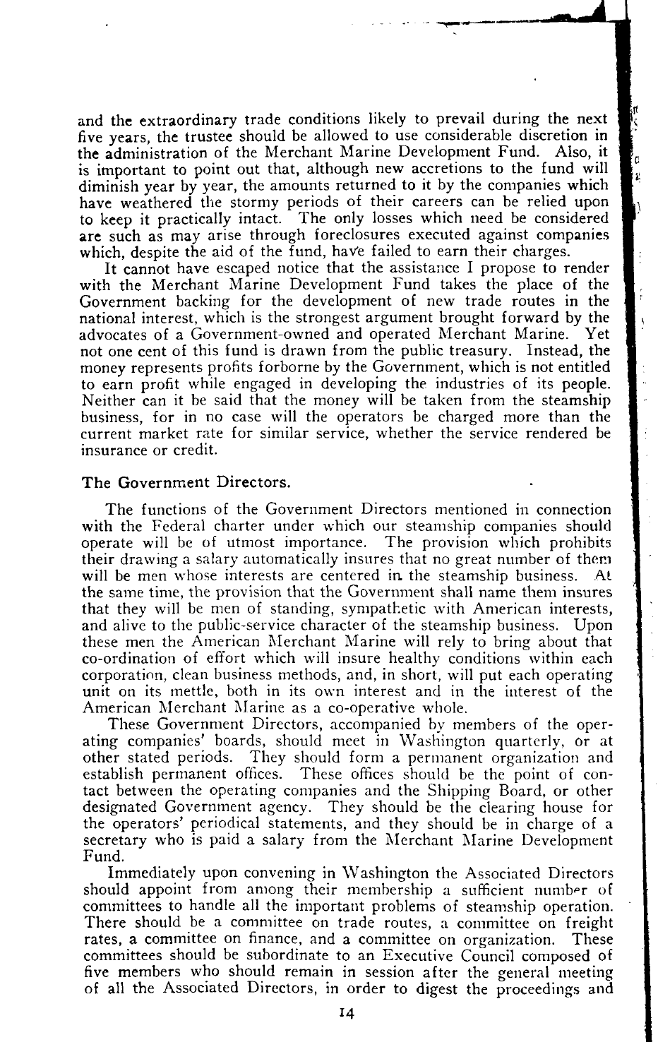and the extraordinary trade conditions likely to prevail during the next five years, the trustee should be allowed to use considerable discretion in the administration of the Merchant Marine Development Fund. Also, it is important to point out that, although new accretions to the fund will diminish year by year, the amounts returned to it by the companies which have weathered the stormy periods of their careers can be relied upon to keep it practically intact. The only losses which need be considered are such as may arise through foreclosures executed against companies which, despite the aid of the fund, have failed to earn their charges.

It cannot have escaped notice that the assistance I propose to render with the Merchant Marine Development Fund takes the place of the Government backing for the development of new trade routes in the national interest, which is the strongest argument brought forward by the advocates of a Government-owned and operated Merchant Marine. Yet not one cent of this fund is drawn from the public treasury. Instead, the money represents profits forborne by the Government, which is not entitled to earn profit while engaged in developing the industries of its people. Neither can it be said that the money will be taken from the steamship business, for in no case will the operators be charged more than the current market rate for similar service, whether the service rendered be insurance or credit.

### The Government Directors.

The functions of the Government Directors mentioned in connection with the Federal charter under which our steamship companies should operate will be of utmost importance. The provision which prohibits their drawing a salary automatically insures that no great number of them will be men whose interests are centered in the steamship business. At the same time, the provision that the Government shall name them insures that they will be men of standing, sympathetic with American interests, and alive to the public-service character of the steamship business. Upon these men the American Merchant Marine will rely to bring about that co-ordination of effort which will insure healthy conditions within each corporation, clean business methods, and, in short, will put each operating unit on its mettle, both in its own interest and in the interest of the American Merchant Marine as a co-operative whole.

These Government Directors, accompanied by members of the operating companies' boards, should meet in Washington quarterly, or at other stated periods. They should form a permanent organization and establish permanent offices. These offices should be the point of contact between the operating companies and the Shipping Board, or other designated Government agency. They should be the clearing house for the operators' periodical statements, and they should be in charge of a secretary who is paid a salary from the Merchant Marine Development Fund.

Immediately upon convening in Washington the Associated Directors should appoint from among their membership a sufficient number of committees to handle all the important problems of steamship operation. There should be a committee on trade routes, a committee on freight rates, a committee on finance, and a committee on organization. These committees should be subordinate to an Executive Council composed of five members who should remain in session after the general meeting of all the Associated Directors, in order to digest the proceedings and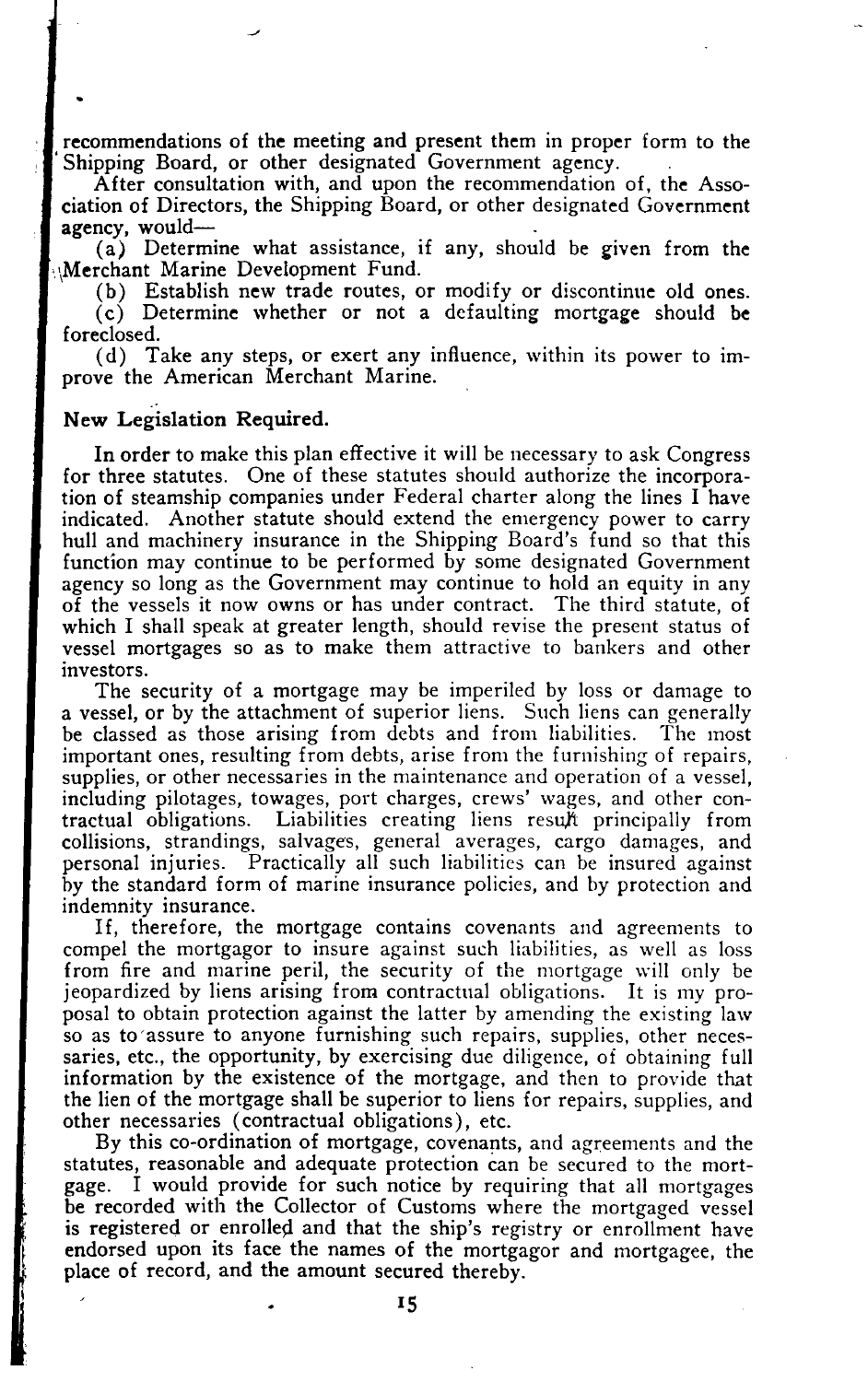recommendations of the meeting and present them in proper form to the Shipping Board, or other designated Government agency.

After consultation with, and upon the recommendation of, the Association of Directors, the Shipping Board, or other designated Government agency, would—

(a) Determine what assistance, if any, should be given from the Merchant Marine Development Fund.

(b) Establish new trade routes, or modify or discontinue old ones.

(c) Determine whether or not a defaulting mortgage should be foreclosed.

(d) Take any steps, or exert any influence, within its power to improve the American Merchant Marine.

**New Legislation Required.**

In order to make this plan effective it will be necessary to ask Congress for three statutes. One of these statutes should authorize the incorporation of steamship companies under Federal charter along the lines I have indicated. Another statute should extend the emergency power to carry hull and machinery insurance in the Shipping Board's fund so that this function may continue to be performed by some designated Government agency so long as the Government may continue to hold an equity in any of the vessels it now owns or has under contract. The third statute, of which I shall speak at greater length, should revise the present status of vessel mortgages so as to make them attractive to bankers and other investors.

The security of a mortgage may be imperiled by loss or damage to a vessel, or by the attachment of superior liens. Such liens can generally be classed as those arising from debts and from liabilities. The most important ones, resulting from debts, arise from the furnishing of repairs, supplies, or other necessaries in the maintenance and operation of a vessel, including pilotages, towages, port charges, crews' wages, and other contractual obligations. Liabilities creating liens result principally from collisions, strandings, salvages, general averages, cargo damages, and personal injuries. Practically all such liabilities can be insured against by the standard form of marine insurance policies, and by protection and indemnity insurance.

If, therefore, the mortgage contains covenants and agreements to compel the mortgagor to insure against such liabilities, as well as loss from fire and marine peril, the security of the mortgage will only be jeopardized by liens arising from contractual obligations. It is my proposal to obtain protection against the latter by amending the existing law so as to assure to anyone furnishing such repairs, supplies, other necessaries, etc., the opportunity, by exercising due diligence, of obtaining full information by the existence of the mortgage, and then to provide that the lien of the mortgage shall be superior to liens for repairs, supplies, and other necessaries (contractual obligations), etc.

By this co-ordination of mortgage, covenants, and agreements and the statutes, reasonable and adequate protection can be secured to the mortgage. I would provide for such notice by requiring that all mortgages be recorded with the Collector of Customs where the mortgaged vessel is registered or enrolled and that the ship's registry or enrollment have endorsed upon its face the names of the mortgagor and mortgagee, the place of record, and the amount secured thereby.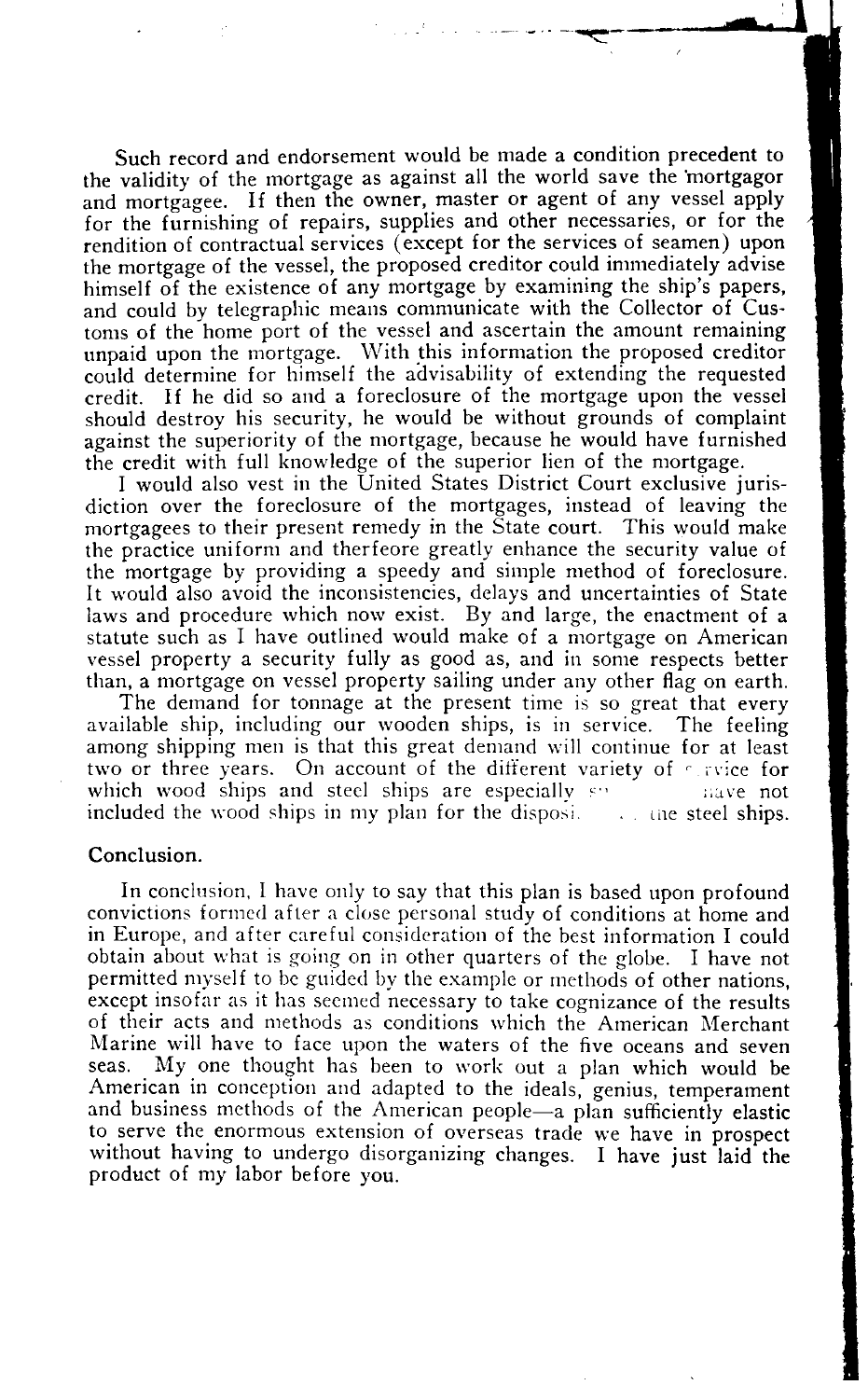Such record and endorsement would be made a condition precedent to the validity of the mortgage as against all the world save the mortgagor and mortgagee. If then the owner, master or agent of any vessel apply for the furnishing of repairs, supplies and other necessaries, or for the rendition of contractual services (except for the services of seamen) upon the mortgage of the vessel, the proposed creditor could immediately advise himself of the existence of any mortgage by examining the ship's papers, and could by telegraphic means communicate with the Collector of Customs of the home port of the vessel and ascertain the amount remaining unpaid upon the mortgage. With this information the proposed creditor could determine for himself the advisability of extending the requested credit. If he did so and a foreclosure of the mortgage upon the vessel should destroy his security, he would be without grounds of complaint against the superiority of the mortgage, because he would have furnished the credit with full knowledge of the superior lien of the mortgage.

I would also vest in the United States District Court exclusive jurisdiction over the foreclosure of the mortgages, instead of leaving the mortgagees to their present remedy in the State court. This would make the practice uniform and therfeore greatly enhance the security value of the mortgage by providing a speedy and simple method of foreclosure. It would also avoid the inconsistencies, delays and uncertainties of State laws and procedure which now exist. By and large, the enactment of a statute such as I have outlined would make of a mortgage on American vessel property a security fully as good as, and in some respects better than, a mortgage on vessel property sailing under any other flag on earth.

The demand for tonnage at the present time is so great that every available ship, including our wooden ships, is in service. The feeling among shipping men is that this great demand will continue for at least two or three years. On account of the different variety of service for which wood ships and steel ships are especially su... have not included the wood ships in my plan for the disposi... the steel ships.

## Conclusion.

In conclusion, I have only to say that this plan is based upon profound convictions formed after a close personal study of conditions at home and in Europe, and after careful consideration of the best information I could obtain about what is going on in other quarters of the globe. I have not permitted myself to be guided by the example or methods of other nations, except insofar as it has seemed necessary to take cognizance of the results of their acts and methods as conditions which the American Merchant Marine will have to face upon the waters of the five oceans and seven seas. My one thought has been to work out a plan which would be American in conception and adapted to the ideals, genius, temperament and business methods of the American people—a plan sufficiently elastic to serve the enormous extension of overseas trade we have in prospect without having to undergo disorganizing changes. I have just laid the product of my labor before you.